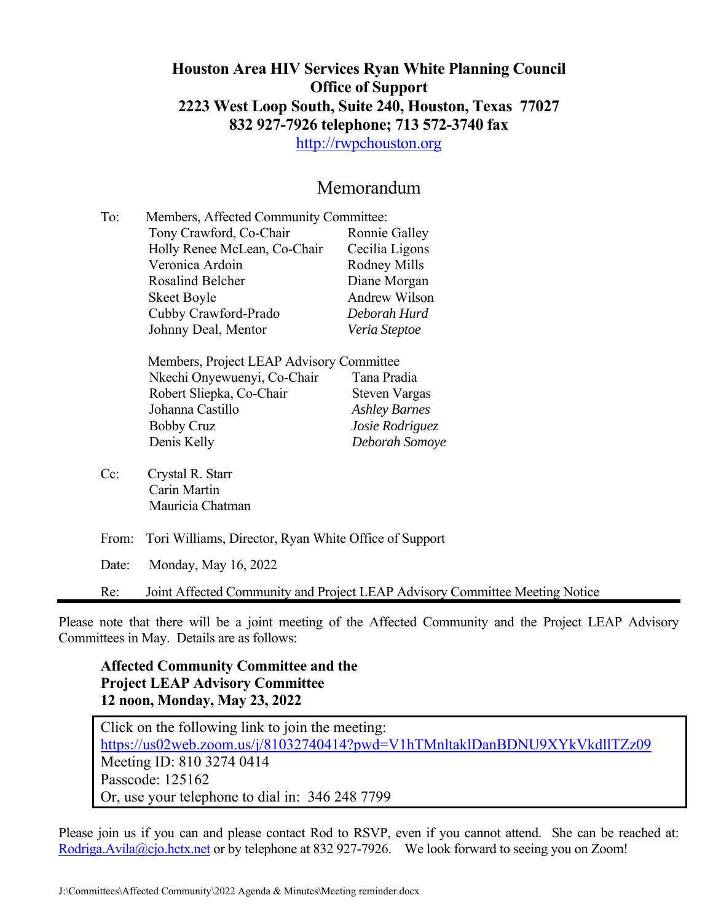**Houston Area HIV Services Ryan White Planning Council**
**Office of Support**
**2223 West Loop South, Suite 240, Houston, Texas 77027**
**832 927-7926 telephone; 713 572-3740 fax**
http://rwpchouston.org

# Memorandum

To: Members, Affected Community Committee:

| | |
|---|---|
| Tony Crawford, Co-Chair | Ronnie Galley |
| Holly Renee McLean, Co-Chair | Cecilia Ligons |
| Veronica Ardoin | Rodney Mills |
| Rosalind Belcher | Diane Morgan |
| Skeet Boyle | Andrew Wilson |
| Cubby Crawford-Prado | *Deborah Hurd* |
| Johnny Deal, Mentor | *Veria Steptoe* |

Members, Project LEAP Advisory Committee

| | |
|---|---|
| Nkechi Onyewuenyi, Co-Chair | Tana Pradia |
| Robert Sliepka, Co-Chair | Steven Vargas |
| Johanna Castillo | *Ashley Barnes* |
| Bobby Cruz | *Josie Rodriguez* |
| Denis Kelly | *Deborah Somoye* |

Cc: Crystal R. Starr
Carin Martin
Mauricia Chatman

From: Tori Williams, Director, Ryan White Office of Support

Date: Monday, May 16, 2022

Re: Joint Affected Community and Project LEAP Advisory Committee Meeting Notice

---

Please note that there will be a joint meeting of the Affected Community and the Project LEAP Advisory Committees in May. Details are as follows:

**Affected Community Committee and the**
**Project LEAP Advisory Committee**
**12 noon, Monday, May 23, 2022**

Click on the following link to join the meeting:
https://us02web.zoom.us/j/81032740414?pwd=V1hTMnltaklDanBDNU9XYkVkdllTZz09
Meeting ID: 810 3274 0414
Passcode: 125162
Or, use your telephone to dial in: 346 248 7799

Please join us if you can and please contact Rod to RSVP, even if you cannot attend. She can be reached at: Rodriga.Avila@cjo.hctx.net or by telephone at 832 927-7926. We look forward to seeing you on Zoom!

J:\Committees\Affected Community\2022 Agenda & Minutes\Meeting reminder.docx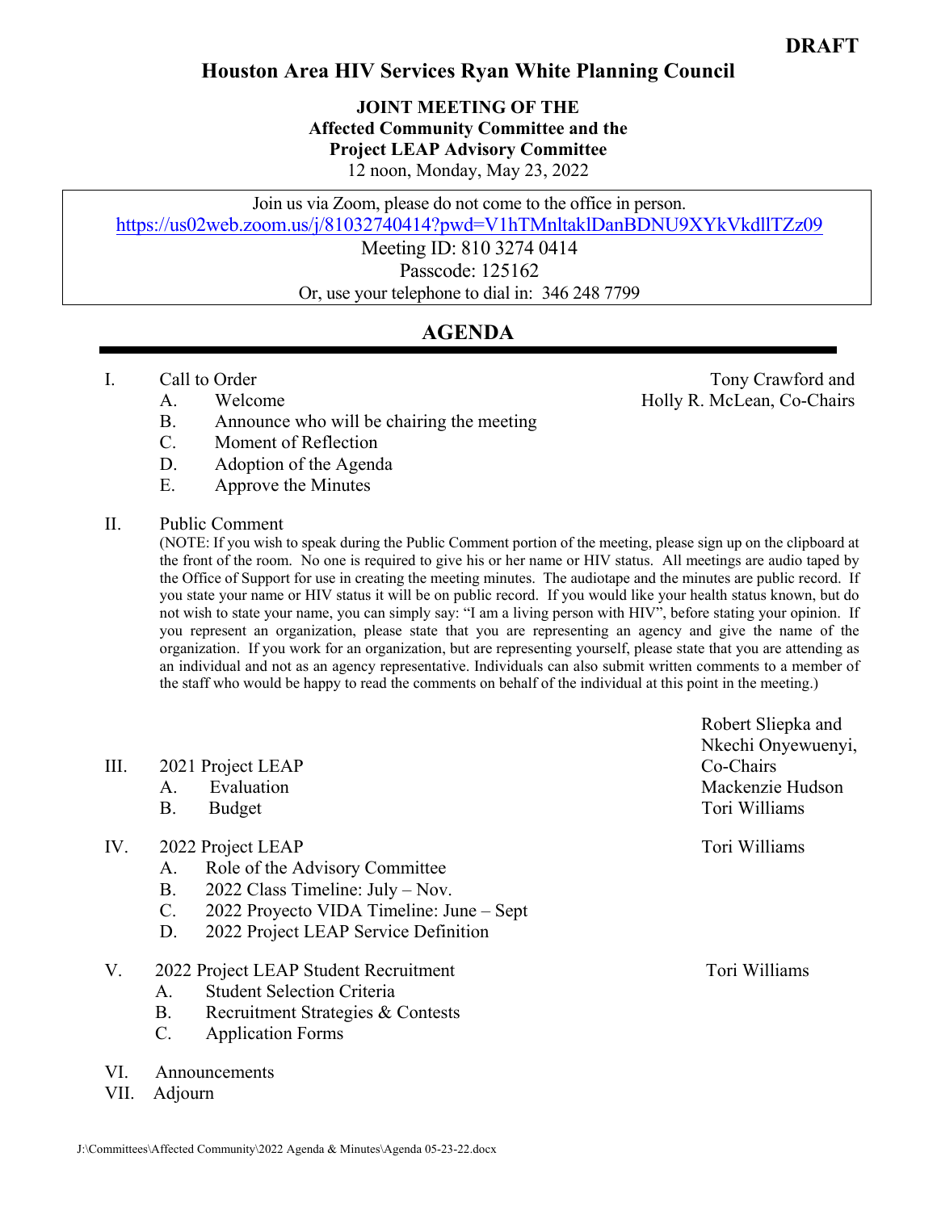**DRAFT**

# Houston Area HIV Services Ryan White Planning Council

**JOINT MEETING OF THE**
**Affected Community Committee and the**
**Project LEAP Advisory Committee**
12 noon, Monday, May 23, 2022

Join us via Zoom, please do not come to the office in person.
https://us02web.zoom.us/j/81032740414?pwd=V1hTMnltaklDanBDNU9XYkVkdllTZz09
Meeting ID: 810 3274 0414
Passcode: 125162
Or, use your telephone to dial in: 346 248 7799

## AGENDA

I. Call to Order — Tony Crawford and Holly R. McLean, Co-Chairs
   - A. Welcome
   - B. Announce who will be chairing the meeting
   - C. Moment of Reflection
   - D. Adoption of the Agenda
   - E. Approve the Minutes

II. Public Comment
(NOTE: If you wish to speak during the Public Comment portion of the meeting, please sign up on the clipboard at the front of the room. No one is required to give his or her name or HIV status. All meetings are audio taped by the Office of Support for use in creating the meeting minutes. The audiotape and the minutes are public record. If you state your name or HIV status it will be on public record. If you would like your health status known, but do not wish to state your name, you can simply say: "I am a living person with HIV", before stating your opinion. If you represent an organization, please state that you are representing an agency and give the name of the organization. If you work for an organization, but are representing yourself, please state that you are attending as an individual and not as an agency representative. Individuals can also submit written comments to a member of the staff who would be happy to read the comments on behalf of the individual at this point in the meeting.)

III. 2021 Project LEAP — Robert Sliepka and Nkechi Onyewuenyi, Co-Chairs
   - A. Evaluation — Mackenzie Hudson
   - B. Budget — Tori Williams

IV. 2022 Project LEAP — Tori Williams
   - A. Role of the Advisory Committee
   - B. 2022 Class Timeline: July – Nov.
   - C. 2022 Proyecto VIDA Timeline: June – Sept
   - D. 2022 Project LEAP Service Definition

V. 2022 Project LEAP Student Recruitment — Tori Williams
   - A. Student Selection Criteria
   - B. Recruitment Strategies & Contests
   - C. Application Forms

VI. Announcements

VII. Adjourn

J:\Committees\Affected Community\2022 Agenda & Minutes\Agenda 05-23-22.docx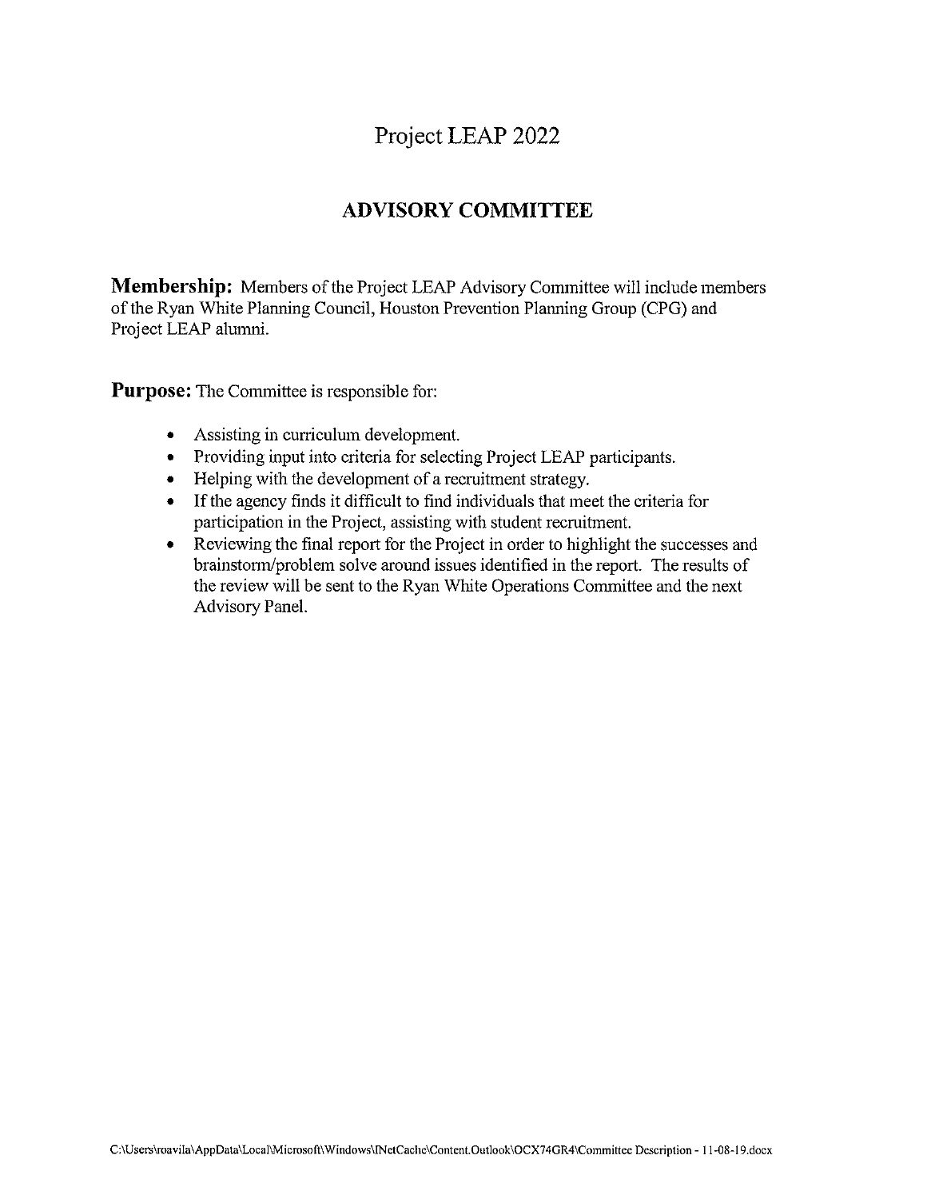# Project LEAP 2022

## ADVISORY COMMITTEE

**Membership:** Members of the Project LEAP Advisory Committee will include members of the Ryan White Planning Council, Houston Prevention Planning Group (CPG) and Project LEAP alumni.

**Purpose:** The Committee is responsible for:

- Assisting in curriculum development.
- Providing input into criteria for selecting Project LEAP participants.
- Helping with the development of a recruitment strategy.
- If the agency finds it difficult to find individuals that meet the criteria for participation in the Project, assisting with student recruitment.
- Reviewing the final report for the Project in order to highlight the successes and brainstorm/problem solve around issues identified in the report. The results of the review will be sent to the Ryan White Operations Committee and the next Advisory Panel.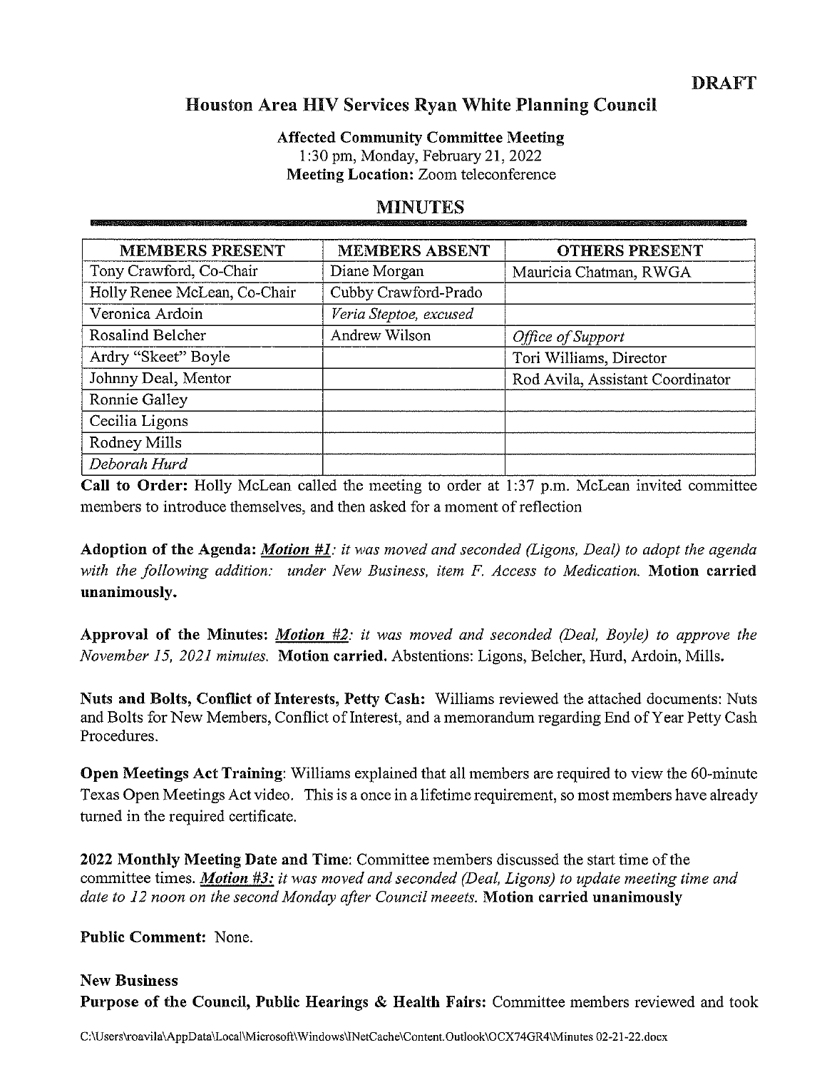**DRAFT**

# Houston Area HIV Services Ryan White Planning Council

**Affected Community Committee Meeting**
1:30 pm, Monday, February 21, 2022
**Meeting Location:** Zoom teleconference

## MINUTES

| MEMBERS PRESENT | MEMBERS ABSENT | OTHERS PRESENT |
|---|---|---|
| Tony Crawford, Co-Chair | Diane Morgan | Mauricia Chatman, RWGA |
| Holly Renee McLean, Co-Chair | Cubby Crawford-Prado | |
| Veronica Ardoin | *Veria Steptoe, excused* | |
| Rosalind Belcher | Andrew Wilson | *Office of Support* |
| Ardry "Skeet" Boyle | | Tori Williams, Director |
| Johnny Deal, Mentor | | Rod Avila, Assistant Coordinator |
| Ronnie Galley | | |
| Cecilia Ligons | | |
| Rodney Mills | | |
| *Deborah Hurd* | | |

**Call to Order:** Holly McLean called the meeting to order at 1:37 p.m. McLean invited committee members to introduce themselves, and then asked for a moment of reflection

**Adoption of the Agenda:** ***Motion #1****: it was moved and seconded (Ligons, Deal) to adopt the agenda with the following addition: under New Business, item F. Access to Medication.* **Motion carried unanimously.**

**Approval of the Minutes:** ***Motion #2****: it was moved and seconded (Deal, Boyle) to approve the November 15, 2021 minutes.* **Motion carried.** Abstentions: Ligons, Belcher, Hurd, Ardoin, Mills.

**Nuts and Bolts, Conflict of Interests, Petty Cash:** Williams reviewed the attached documents: Nuts and Bolts for New Members, Conflict of Interest, and a memorandum regarding End of Year Petty Cash Procedures.

**Open Meetings Act Training**: Williams explained that all members are required to view the 60-minute Texas Open Meetings Act video. This is a once in a lifetime requirement, so most members have already turned in the required certificate.

**2022 Monthly Meeting Date and Time**: Committee members discussed the start time of the committee times. ***Motion #3:*** *it was moved and seconded (Deal, Ligons) to update meeting time and date to 12 noon on the second Monday after Council meeets.* **Motion carried unanimously**

**Public Comment:** None.

**New Business**

**Purpose of the Council, Public Hearings & Health Fairs:** Committee members reviewed and took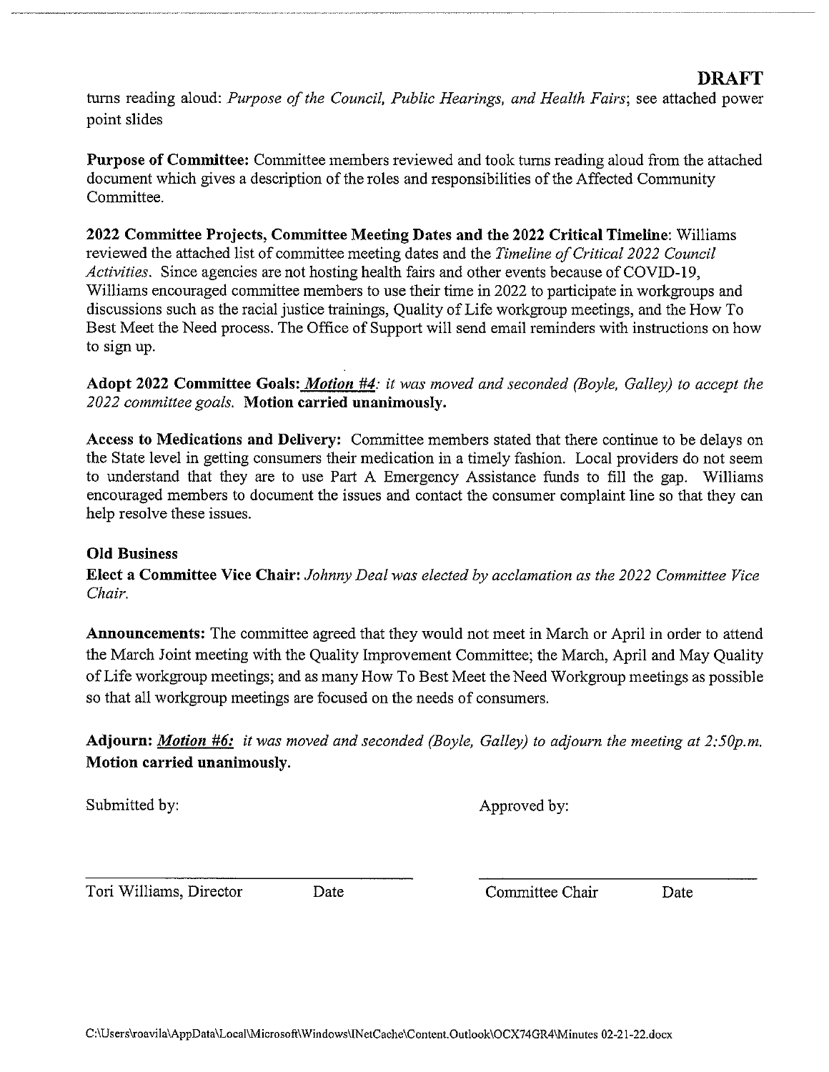**DRAFT**

turns reading aloud: *Purpose of the Council, Public Hearings, and Health Fairs*; see attached power point slides

**Purpose of Committee:** Committee members reviewed and took turns reading aloud from the attached document which gives a description of the roles and responsibilities of the Affected Community Committee.

**2022 Committee Projects, Committee Meeting Dates and the 2022 Critical Timeline**: Williams reviewed the attached list of committee meeting dates and the *Timeline of Critical 2022 Council Activities*. Since agencies are not hosting health fairs and other events because of COVID-19, Williams encouraged committee members to use their time in 2022 to participate in workgroups and discussions such as the racial justice trainings, Quality of Life workgroup meetings, and the How To Best Meet the Need process. The Office of Support will send email reminders with instructions on how to sign up.

**Adopt 2022 Committee Goals:** ***Motion #4****: it was moved and seconded (Boyle, Galley) to accept the 2022 committee goals.* **Motion carried unanimously.**

**Access to Medications and Delivery:** Committee members stated that there continue to be delays on the State level in getting consumers their medication in a timely fashion. Local providers do not seem to understand that they are to use Part A Emergency Assistance funds to fill the gap. Williams encouraged members to document the issues and contact the consumer complaint line so that they can help resolve these issues.

**Old Business**

**Elect a Committee Vice Chair:** *Johnny Deal was elected by acclamation as the 2022 Committee Vice Chair.*

**Announcements:** The committee agreed that they would not meet in March or April in order to attend the March Joint meeting with the Quality Improvement Committee; the March, April and May Quality of Life workgroup meetings; and as many How To Best Meet the Need Workgroup meetings as possible so that all workgroup meetings are focused on the needs of consumers.

**Adjourn:** ***Motion #6:*** *it was moved and seconded (Boyle, Galley) to adjourn the meeting at 2:50p.m.* **Motion carried unanimously.**

Submitted by: Approved by:

Tori Williams, Director Date Committee Chair Date

C:\Users\roavila\AppData\Local\Microsoft\Windows\INetCache\Content.Outlook\OCX74GR4\Minutes 02-21-22.docx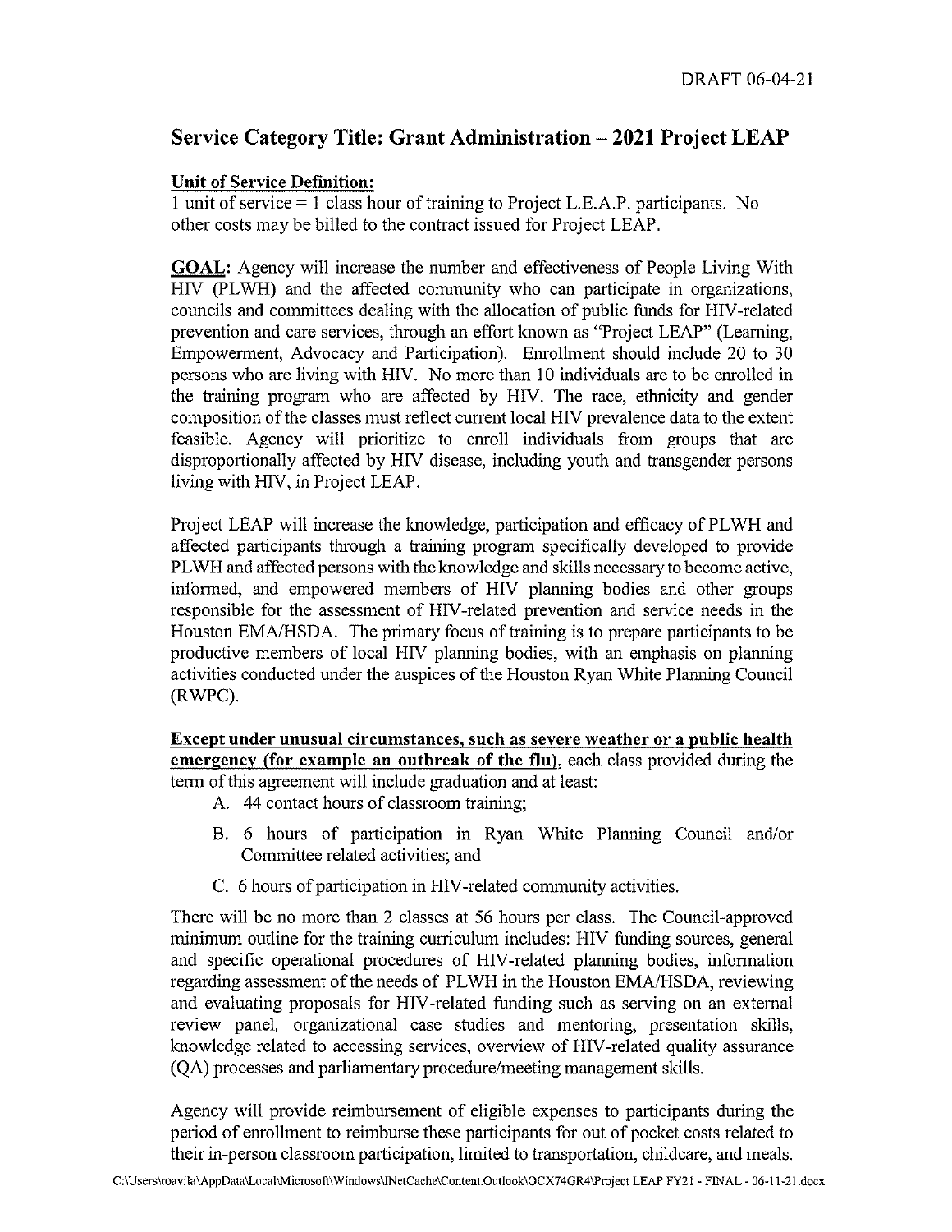DRAFT 06-04-21

## Service Category Title: Grant Administration – 2021 Project LEAP

**Unit of Service Definition:**
1 unit of service = 1 class hour of training to Project L.E.A.P. participants. No other costs may be billed to the contract issued for Project LEAP.

**GOAL:** Agency will increase the number and effectiveness of People Living With HIV (PLWH) and the affected community who can participate in organizations, councils and committees dealing with the allocation of public funds for HIV-related prevention and care services, through an effort known as "Project LEAP" (Learning, Empowerment, Advocacy and Participation). Enrollment should include 20 to 30 persons who are living with HIV. No more than 10 individuals are to be enrolled in the training program who are affected by HIV. The race, ethnicity and gender composition of the classes must reflect current local HIV prevalence data to the extent feasible. Agency will prioritize to enroll individuals from groups that are disproportionally affected by HIV disease, including youth and transgender persons living with HIV, in Project LEAP.

Project LEAP will increase the knowledge, participation and efficacy of PLWH and affected participants through a training program specifically developed to provide PLWH and affected persons with the knowledge and skills necessary to become active, informed, and empowered members of HIV planning bodies and other groups responsible for the assessment of HIV-related prevention and service needs in the Houston EMA/HSDA. The primary focus of training is to prepare participants to be productive members of local HIV planning bodies, with an emphasis on planning activities conducted under the auspices of the Houston Ryan White Planning Council (RWPC).

**Except under unusual circumstances, such as severe weather or a public health emergency (for example an outbreak of the flu)**, each class provided during the term of this agreement will include graduation and at least:

A. 44 contact hours of classroom training;

B. 6 hours of participation in Ryan White Planning Council and/or Committee related activities; and

C. 6 hours of participation in HIV-related community activities.

There will be no more than 2 classes at 56 hours per class. The Council-approved minimum outline for the training curriculum includes: HIV funding sources, general and specific operational procedures of HIV-related planning bodies, information regarding assessment of the needs of PLWH in the Houston EMA/HSDA, reviewing and evaluating proposals for HIV-related funding such as serving on an external review panel, organizational case studies and mentoring, presentation skills, knowledge related to accessing services, overview of HIV-related quality assurance (QA) processes and parliamentary procedure/meeting management skills.

Agency will provide reimbursement of eligible expenses to participants during the period of enrollment to reimburse these participants for out of pocket costs related to their in-person classroom participation, limited to transportation, childcare, and meals.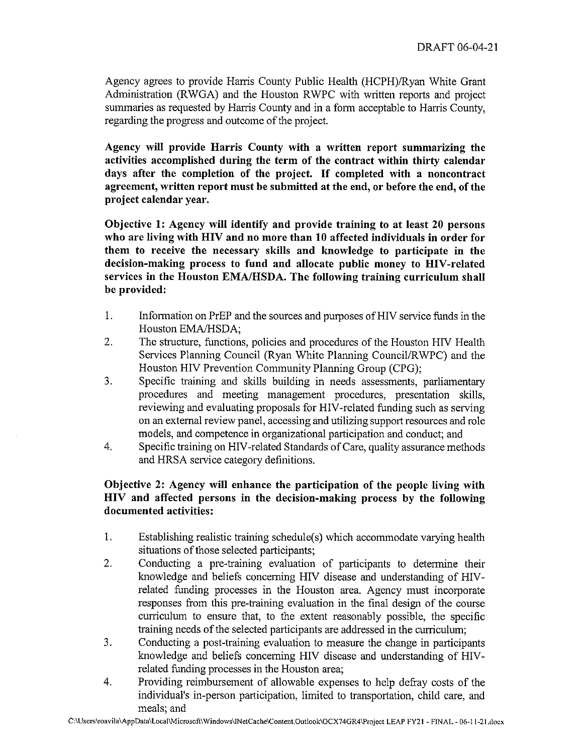Agency agrees to provide Harris County Public Health (HCPH)/Ryan White Grant Administration (RWGA) and the Houston RWPC with written reports and project summaries as requested by Harris County and in a form acceptable to Harris County, regarding the progress and outcome of the project.

**Agency will provide Harris County with a written report summarizing the activities accomplished during the term of the contract within thirty calendar days after the completion of the project. If completed with a noncontract agreement, written report must be submitted at the end, or before the end, of the project calendar year.**

**Objective 1: Agency will identify and provide training to at least 20 persons who are living with HIV and no more than 10 affected individuals in order for them to receive the necessary skills and knowledge to participate in the decision-making process to fund and allocate public money to HIV-related services in the Houston EMA/HSDA. The following training curriculum shall be provided:**

1. Information on PrEP and the sources and purposes of HIV service funds in the Houston EMA/HSDA;
2. The structure, functions, policies and procedures of the Houston HIV Health Services Planning Council (Ryan White Planning Council/RWPC) and the Houston HIV Prevention Community Planning Group (CPG);
3. Specific training and skills building in needs assessments, parliamentary procedures and meeting management procedures, presentation skills, reviewing and evaluating proposals for HIV-related funding such as serving on an external review panel, accessing and utilizing support resources and role models, and competence in organizational participation and conduct; and
4. Specific training on HIV-related Standards of Care, quality assurance methods and HRSA service category definitions.

**Objective 2: Agency will enhance the participation of the people living with HIV and affected persons in the decision-making process by the following documented activities:**

1. Establishing realistic training schedule(s) which accommodate varying health situations of those selected participants;
2. Conducting a pre-training evaluation of participants to determine their knowledge and beliefs concerning HIV disease and understanding of HIV-related funding processes in the Houston area. Agency must incorporate responses from this pre-training evaluation in the final design of the course curriculum to ensure that, to the extent reasonably possible, the specific training needs of the selected participants are addressed in the curriculum;
3. Conducting a post-training evaluation to measure the change in participants knowledge and beliefs concerning HIV disease and understanding of HIV-related funding processes in the Houston area;
4. Providing reimbursement of allowable expenses to help defray costs of the individual's in-person participation, limited to transportation, child care, and meals; and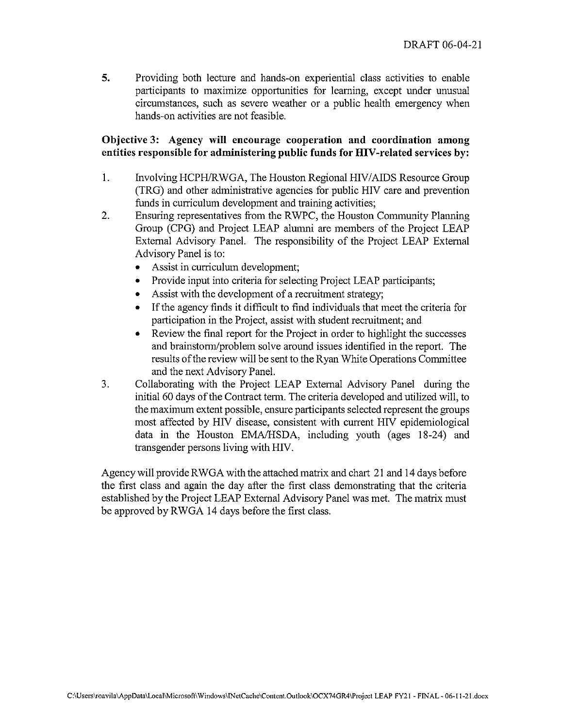5. Providing both lecture and hands-on experiential class activities to enable participants to maximize opportunities for learning, except under unusual circumstances, such as severe weather or a public health emergency when hands-on activities are not feasible.

**Objective 3: Agency will encourage cooperation and coordination among entities responsible for administering public funds for HIV-related services by:**

1. Involving HCPH/RWGA, The Houston Regional HIV/AIDS Resource Group (TRG) and other administrative agencies for public HIV care and prevention funds in curriculum development and training activities;
2. Ensuring representatives from the RWPC, the Houston Community Planning Group (CPG) and Project LEAP alumni are members of the Project LEAP External Advisory Panel. The responsibility of the Project LEAP External Advisory Panel is to:
   - Assist in curriculum development;
   - Provide input into criteria for selecting Project LEAP participants;
   - Assist with the development of a recruitment strategy;
   - If the agency finds it difficult to find individuals that meet the criteria for participation in the Project, assist with student recruitment; and
   - Review the final report for the Project in order to highlight the successes and brainstorm/problem solve around issues identified in the report. The results of the review will be sent to the Ryan White Operations Committee and the next Advisory Panel.
3. Collaborating with the Project LEAP External Advisory Panel during the initial 60 days of the Contract term. The criteria developed and utilized will, to the maximum extent possible, ensure participants selected represent the groups most affected by HIV disease, consistent with current HIV epidemiological data in the Houston EMA/HSDA, including youth (ages 18-24) and transgender persons living with HIV.

Agency will provide RWGA with the attached matrix and chart 21 and 14 days before the first class and again the day after the first class demonstrating that the criteria established by the Project LEAP External Advisory Panel was met. The matrix must be approved by RWGA 14 days before the first class.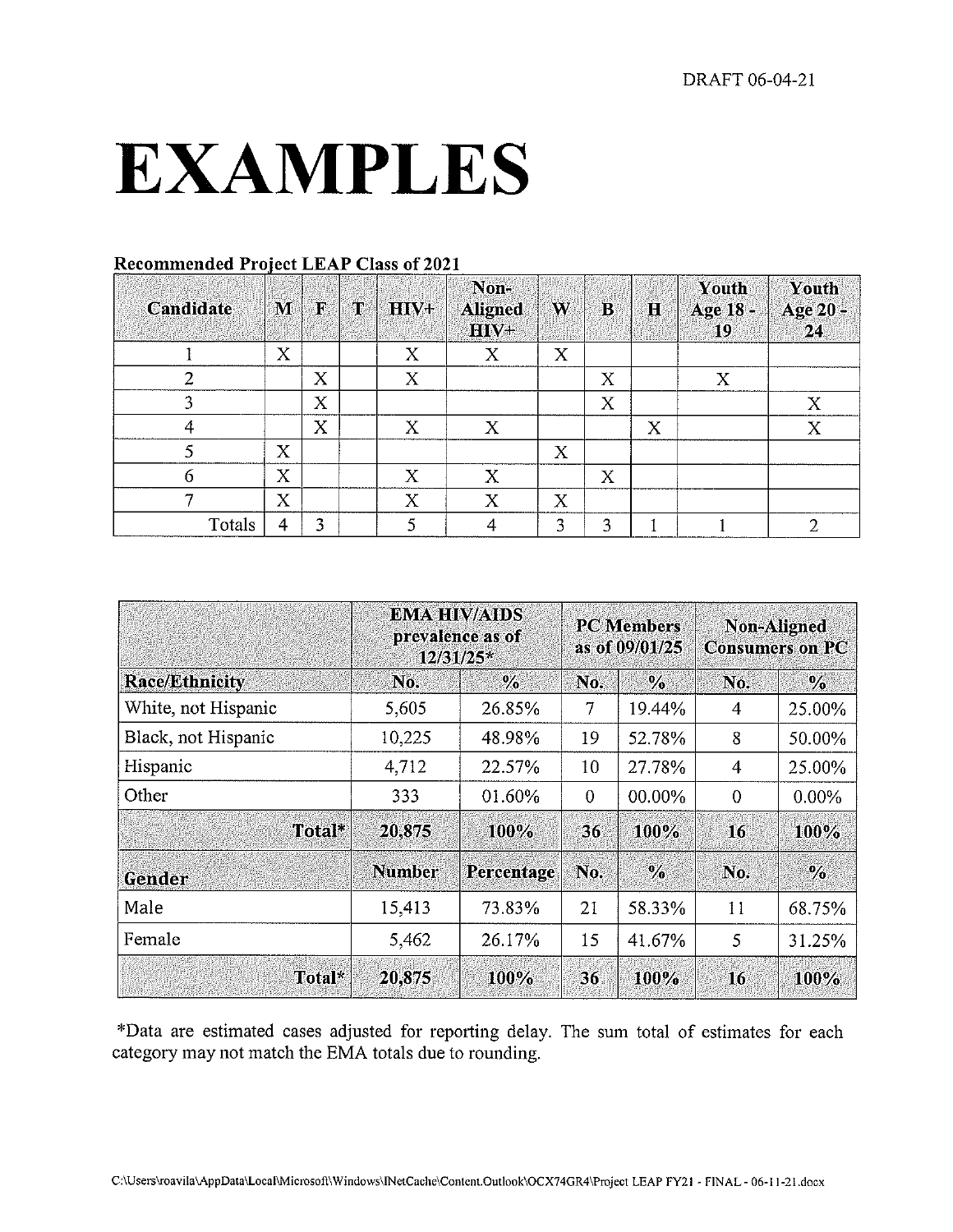DRAFT 06-04-21

# EXAMPLES

**Recommended Project LEAP Class of 2021**

| Candidate | M | F | T | HIV+ | Non-Aligned HIV+ | W | B | H | Youth Age 18 - 19 | Youth Age 20 - 24 |
|---|---|---|---|---|---|---|---|---|---|---|
| 1 | X | | | X | X | X | | | | |
| 2 | | X | | X | | | X | | X | |
| 3 | | X | | | | | X | | | X |
| 4 | | X | | X | X | | | X | | X |
| 5 | X | | | | | X | | | | |
| 6 | X | | | X | X | | X | | | |
| 7 | X | | | X | X | X | | | | |
| Totals | 4 | 3 | | 5 | 4 | 3 | 3 | 1 | 1 | 2 |

| | EMA HIV/AIDS prevalence as of 12/31/25* | | PC Members as of 09/01/25 | | Non-Aligned Consumers on PC | |
|---|---|---|---|---|---|---|
| **Race/Ethnicity** | **No.** | **%** | **No.** | **%** | **No.** | **%** |
| White, not Hispanic | 5,605 | 26.85% | 7 | 19.44% | 4 | 25.00% |
| Black, not Hispanic | 10,225 | 48.98% | 19 | 52.78% | 8 | 50.00% |
| Hispanic | 4,712 | 22.57% | 10 | 27.78% | 4 | 25.00% |
| Other | 333 | 01.60% | 0 | 00.00% | 0 | 0.00% |
| **Total*** | **20,875** | **100%** | **36** | **100%** | **16** | **100%** |
| **Gender** | **Number** | **Percentage** | **No.** | **%** | **No.** | **%** |
| Male | 15,413 | 73.83% | 21 | 58.33% | 11 | 68.75% |
| Female | 5,462 | 26.17% | 15 | 41.67% | 5 | 31.25% |
| **Total*** | **20,875** | **100%** | **36** | **100%** | **16** | **100%** |

*Data are estimated cases adjusted for reporting delay. The sum total of estimates for each category may not match the EMA totals due to rounding.

C:\Users\roavila\AppData\Local\Microsoft\Windows\INetCache\Content.Outlook\OCX74GR4\Project LEAP FY21 - FINAL - 06-11-21.docx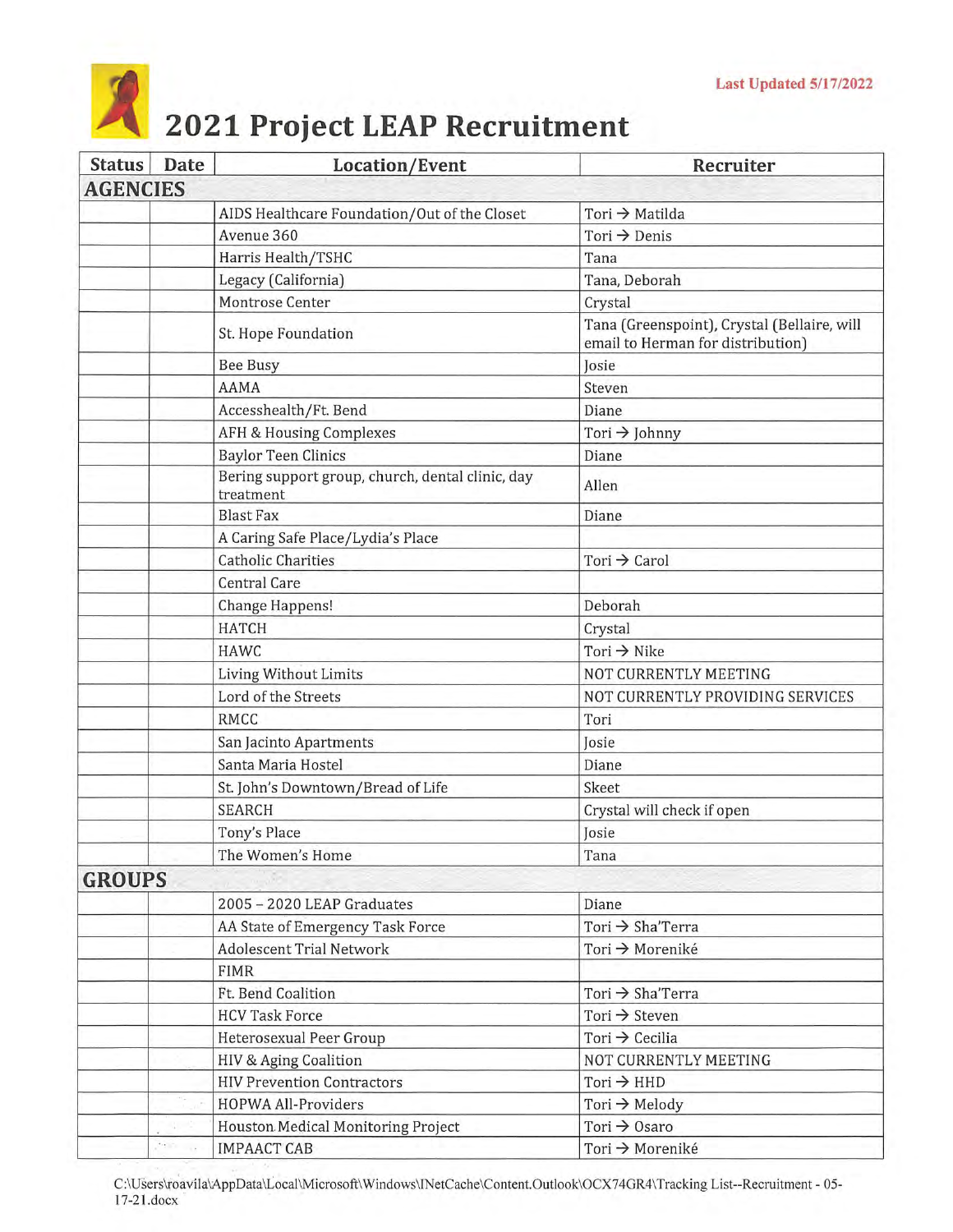Last Updated 5/17/2022

# 2021 Project LEAP Recruitment

| Status | Date | Location/Event | Recruiter |
|---|---|---|---|
| **AGENCIES** | | | |
| | | AIDS Healthcare Foundation/Out of the Closet | Tori → Matilda |
| | | Avenue 360 | Tori → Denis |
| | | Harris Health/TSHC | Tana |
| | | Legacy (California) | Tana, Deborah |
| | | Montrose Center | Crystal |
| | | St. Hope Foundation | Tana (Greenspoint), Crystal (Bellaire, will email to Herman for distribution) |
| | | Bee Busy | Josie |
| | | AAMA | Steven |
| | | Accesshealth/Ft. Bend | Diane |
| | | AFH & Housing Complexes | Tori → Johnny |
| | | Baylor Teen Clinics | Diane |
| | | Bering support group, church, dental clinic, day treatment | Allen |
| | | Blast Fax | Diane |
| | | A Caring Safe Place/Lydia's Place | |
| | | Catholic Charities | Tori → Carol |
| | | Central Care | |
| | | Change Happens! | Deborah |
| | | HATCH | Crystal |
| | | HAWC | Tori → Nike |
| | | Living Without Limits | NOT CURRENTLY MEETING |
| | | Lord of the Streets | NOT CURRENTLY PROVIDING SERVICES |
| | | RMCC | Tori |
| | | San Jacinto Apartments | Josie |
| | | Santa Maria Hostel | Diane |
| | | St. John's Downtown/Bread of Life | Skeet |
| | | SEARCH | Crystal will check if open |
| | | Tony's Place | Josie |
| | | The Women's Home | Tana |
| **GROUPS** | | | |
| | | 2005 – 2020 LEAP Graduates | Diane |
| | | AA State of Emergency Task Force | Tori → Sha'Terra |
| | | Adolescent Trial Network | Tori → Morenikė |
| | | FIMR | |
| | | Ft. Bend Coalition | Tori → Sha'Terra |
| | | HCV Task Force | Tori → Steven |
| | | Heterosexual Peer Group | Tori → Cecilia |
| | | HIV & Aging Coalition | NOT CURRENTLY MEETING |
| | | HIV Prevention Contractors | Tori → HHD |
| | | HOPWA All-Providers | Tori → Melody |
| | | Houston Medical Monitoring Project | Tori → Osaro |
| | | IMPAACT CAB | Tori → Morenikė |

C:\Users\roavila\AppData\Local\Microsoft\Windows\INetCache\Content.Outlook\OCX74GR4\Tracking List--Recruitment - 05-17-21.docx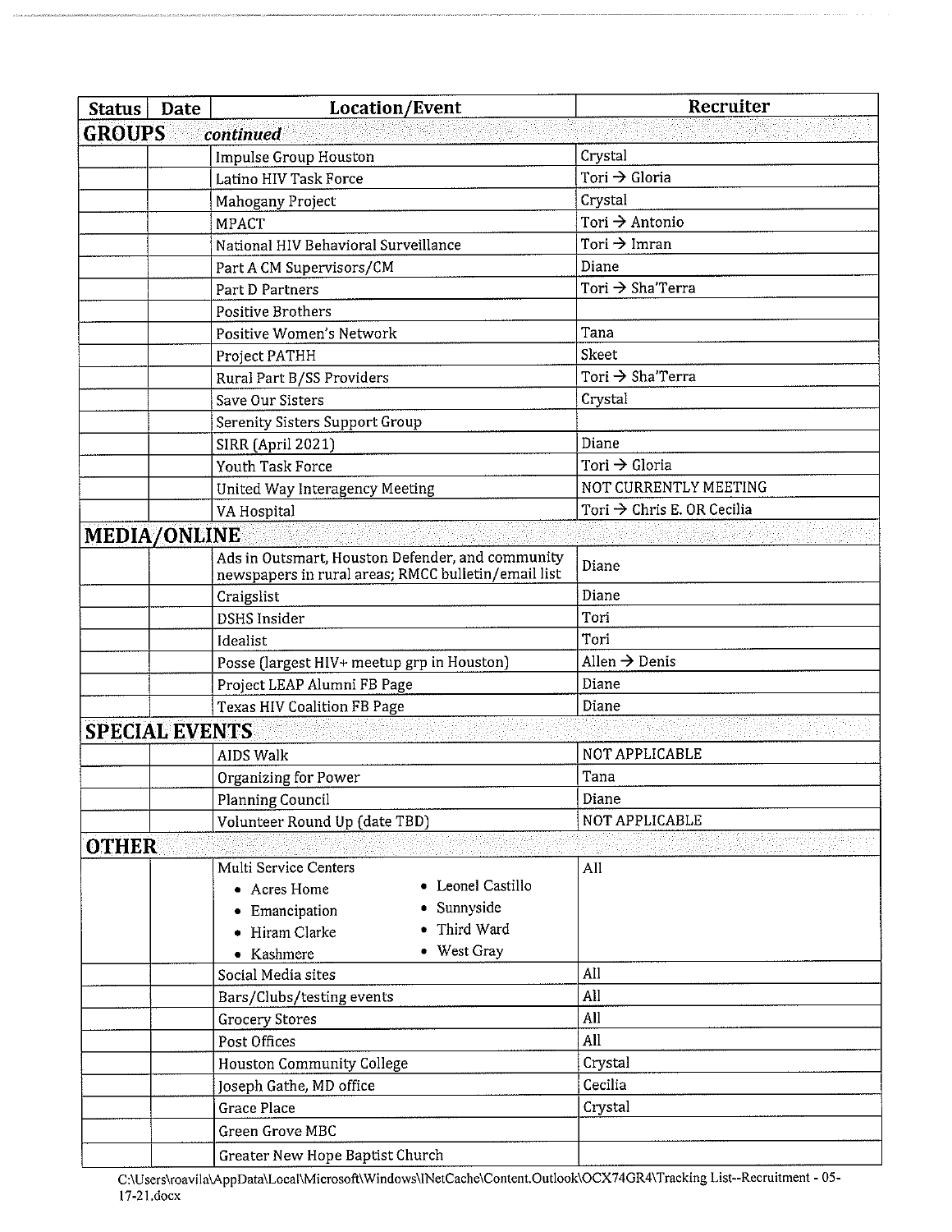| Status | Date | Location/Event | Recruiter |
|---|---|---|---|
| **GROUPS** *continued* | | | |
| | | Impulse Group Houston | Crystal |
| | | Latino HIV Task Force | Tori → Gloria |
| | | Mahogany Project | Crystal |
| | | MPACT | Tori → Antonio |
| | | National HIV Behavioral Surveillance | Tori → Imran |
| | | Part A CM Supervisors/CM | Diane |
| | | Part D Partners | Tori → Sha'Terra |
| | | Positive Brothers | |
| | | Positive Women's Network | Tana |
| | | Project PATHH | Skeet |
| | | Rural Part B/SS Providers | Tori → Sha'Terra |
| | | Save Our Sisters | Crystal |
| | | Serenity Sisters Support Group | |
| | | SIRR (April 2021) | Diane |
| | | Youth Task Force | Tori → Gloria |
| | | United Way Interagency Meeting | NOT CURRENTLY MEETING |
| | | VA Hospital | Tori → Chris E. OR Cecilia |
| **MEDIA/ONLINE** | | | |
| | | Ads in Outsmart, Houston Defender, and community newspapers in rural areas; RMCC bulletin/email list | Diane |
| | | Craigslist | Diane |
| | | DSHS Insider | Tori |
| | | Idealist | Tori |
| | | Posse (largest HIV+ meetup grp in Houston) | Allen → Denis |
| | | Project LEAP Alumni FB Page | Diane |
| | | Texas HIV Coalition FB Page | Diane |
| **SPECIAL EVENTS** | | | |
| | | AIDS Walk | NOT APPLICABLE |
| | | Organizing for Power | Tana |
| | | Planning Council | Diane |
| | | Volunteer Round Up (date TBD) | NOT APPLICABLE |
| **OTHER** | | | |
| | | Multi Service Centers: • Acres Home • Emancipation • Hiram Clarke • Kashmere • Leonel Castillo • Sunnyside • Third Ward • West Gray | All |
| | | Social Media sites | All |
| | | Bars/Clubs/testing events | All |
| | | Grocery Stores | All |
| | | Post Offices | All |
| | | Houston Community College | Crystal |
| | | Joseph Gathe, MD office | Cecilia |
| | | Grace Place | Crystal |
| | | Green Grove MBC | |
| | | Greater New Hope Baptist Church | |

C:\Users\roavila\AppData\Local\Microsoft\Windows\INetCache\Content.Outlook\OCX74GR4\Tracking List--Recruitment - 05-17-21.docx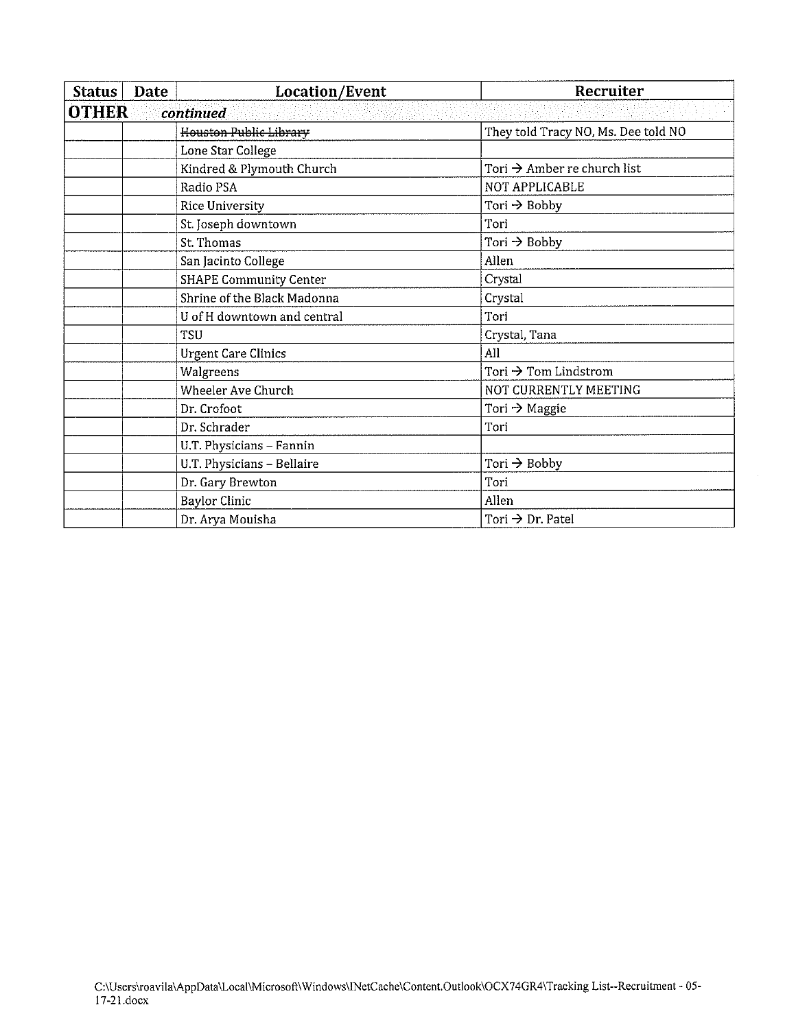| Status | Date | Location/Event | Recruiter |
| --- | --- | --- | --- |
| **OTHER** | ***continued*** | | |
| | | ~~Houston Public Library~~ | They told Tracy NO, Ms. Dee told NO |
| | | Lone Star College | |
| | | Kindred & Plymouth Church | Tori → Amber re church list |
| | | Radio PSA | NOT APPLICABLE |
| | | Rice University | Tori → Bobby |
| | | St. Joseph downtown | Tori |
| | | St. Thomas | Tori → Bobby |
| | | San Jacinto College | Allen |
| | | SHAPE Community Center | Crystal |
| | | Shrine of the Black Madonna | Crystal |
| | | U of H downtown and central | Tori |
| | | TSU | Crystal, Tana |
| | | Urgent Care Clinics | All |
| | | Walgreens | Tori → Tom Lindstrom |
| | | Wheeler Ave Church | NOT CURRENTLY MEETING |
| | | Dr. Crofoot | Tori → Maggie |
| | | Dr. Schrader | Tori |
| | | U.T. Physicians – Fannin | |
| | | U.T. Physicians – Bellaire | Tori → Bobby |
| | | Dr. Gary Brewton | Tori |
| | | Baylor Clinic | Allen |
| | | Dr. Arya Mouisha | Tori → Dr. Patel |

C:\Users\roavila\AppData\Local\Microsoft\Windows\INetCache\Content.Outlook\OCX74GR4\Tracking List--Recruitment - 05-17-21.docx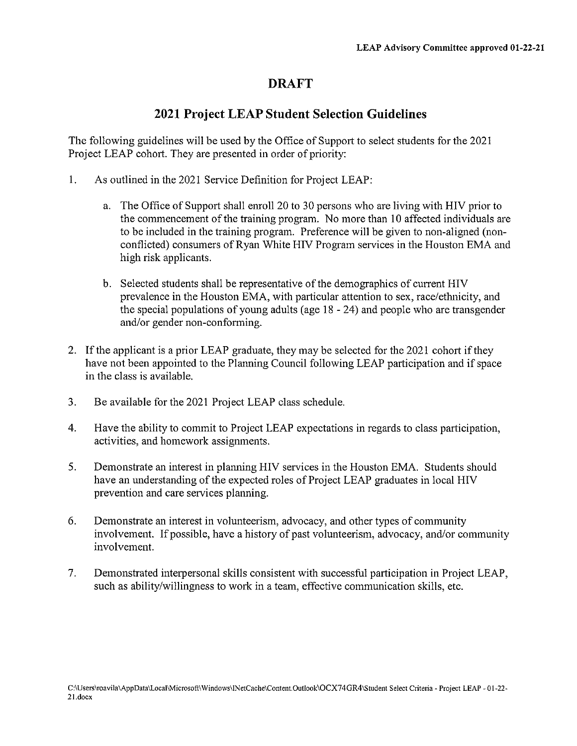LEAP Advisory Committee approved 01-22-21

# DRAFT

## 2021 Project LEAP Student Selection Guidelines

The following guidelines will be used by the Office of Support to select students for the 2021 Project LEAP cohort. They are presented in order of priority:

1. As outlined in the 2021 Service Definition for Project LEAP:

   a. The Office of Support shall enroll 20 to 30 persons who are living with HIV prior to the commencement of the training program. No more than 10 affected individuals are to be included in the training program. Preference will be given to non-aligned (non-conflicted) consumers of Ryan White HIV Program services in the Houston EMA and high risk applicants.

   b. Selected students shall be representative of the demographics of current HIV prevalence in the Houston EMA, with particular attention to sex, race/ethnicity, and the special populations of young adults (age 18 - 24) and people who are transgender and/or gender non-conforming.

2. If the applicant is a prior LEAP graduate, they may be selected for the 2021 cohort if they have not been appointed to the Planning Council following LEAP participation and if space in the class is available.

3. Be available for the 2021 Project LEAP class schedule.

4. Have the ability to commit to Project LEAP expectations in regards to class participation, activities, and homework assignments.

5. Demonstrate an interest in planning HIV services in the Houston EMA. Students should have an understanding of the expected roles of Project LEAP graduates in local HIV prevention and care services planning.

6. Demonstrate an interest in volunteerism, advocacy, and other types of community involvement. If possible, have a history of past volunteerism, advocacy, and/or community involvement.

7. Demonstrated interpersonal skills consistent with successful participation in Project LEAP, such as ability/willingness to work in a team, effective communication skills, etc.

C:\Users\roavila\AppData\Local\Microsoft\Windows\INetCache\Content.Outlook\OCX74GR4\Student Select Criteria - Project LEAP - 01-22-21.docx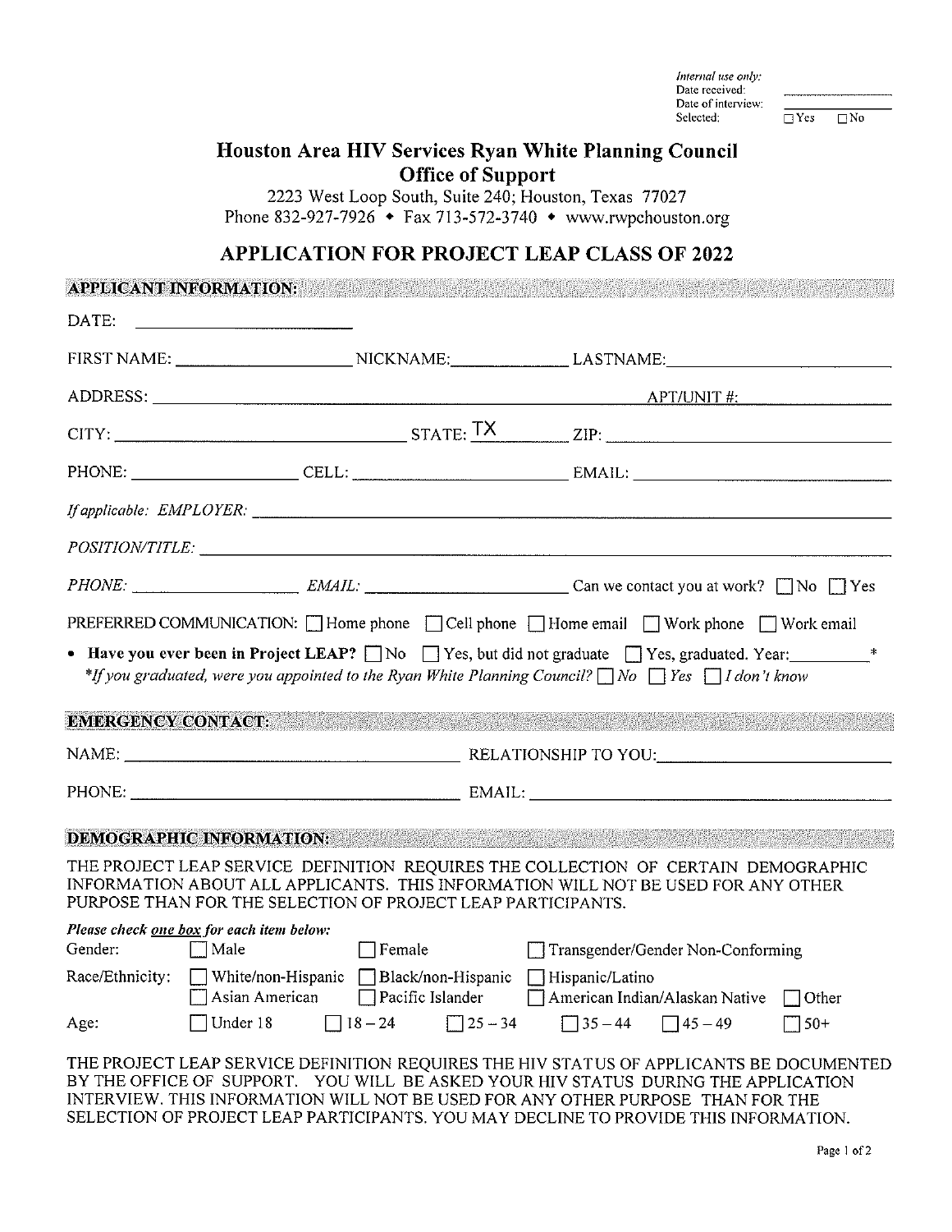*Internal use only:*
Date received: ____________
Date of interview: ____________
Selected: ☐ Yes ☐ No

# Houston Area HIV Services Ryan White Planning Council
## Office of Support

2223 West Loop South, Suite 240; Houston, Texas 77027
Phone 832-927-7926 • Fax 713-572-3740 • www.rwpchouston.org

## APPLICATION FOR PROJECT LEAP CLASS OF 2022

### APPLICANT INFORMATION:

DATE: ____________________

FIRST NAME: ________________ NICKNAME: ____________ LASTNAME: ____________________

ADDRESS: ____________________________________________ APT/UNIT #: ____________

CITY: ________________________ STATE: TX ________ ZIP: ____________________

PHONE: ________________ CELL: ____________________ EMAIL: ____________________

*If applicable: EMPLOYER:* ____________________________________________

*POSITION/TITLE:* ____________________________________________

*PHONE:* ________________ *EMAIL:* ____________________ Can we contact you at work? ☐ No ☐ Yes

PREFERRED COMMUNICATION: ☐ Home phone ☐ Cell phone ☐ Home email ☐ Work phone ☐ Work email

- **Have you ever been in Project LEAP?** ☐ No ☐ Yes, but did not graduate ☐ Yes, graduated. Year: ________*

*\*If you graduated, were you appointed to the Ryan White Planning Council?* ☐ *No* ☐ *Yes* ☐ *I don't know*

### EMERGENCY CONTACT:

NAME: ________________________________ RELATIONSHIP TO YOU: ____________________

PHONE: ________________________________ EMAIL: ________________________________

### DEMOGRAPHIC INFORMATION:

THE PROJECT LEAP SERVICE DEFINITION REQUIRES THE COLLECTION OF CERTAIN DEMOGRAPHIC INFORMATION ABOUT ALL APPLICANTS. THIS INFORMATION WILL NOT BE USED FOR ANY OTHER PURPOSE THAN FOR THE SELECTION OF PROJECT LEAP PARTICIPANTS.

***Please check one box for each item below:***

Gender: ☐ Male ☐ Female ☐ Transgender/Gender Non-Conforming

Race/Ethnicity: ☐ White/non-Hispanic ☐ Black/non-Hispanic ☐ Hispanic/Latino ☐ Asian American ☐ Pacific Islander ☐ American Indian/Alaskan Native ☐ Other

Age: ☐ Under 18 ☐ 18 – 24 ☐ 25 – 34 ☐ 35 – 44 ☐ 45 – 49 ☐ 50+

THE PROJECT LEAP SERVICE DEFINITION REQUIRES THE HIV STATUS OF APPLICANTS BE DOCUMENTED BY THE OFFICE OF SUPPORT. YOU WILL BE ASKED YOUR HIV STATUS DURING THE APPLICATION INTERVIEW. THIS INFORMATION WILL NOT BE USED FOR ANY OTHER PURPOSE THAN FOR THE SELECTION OF PROJECT LEAP PARTICIPANTS. YOU MAY DECLINE TO PROVIDE THIS INFORMATION.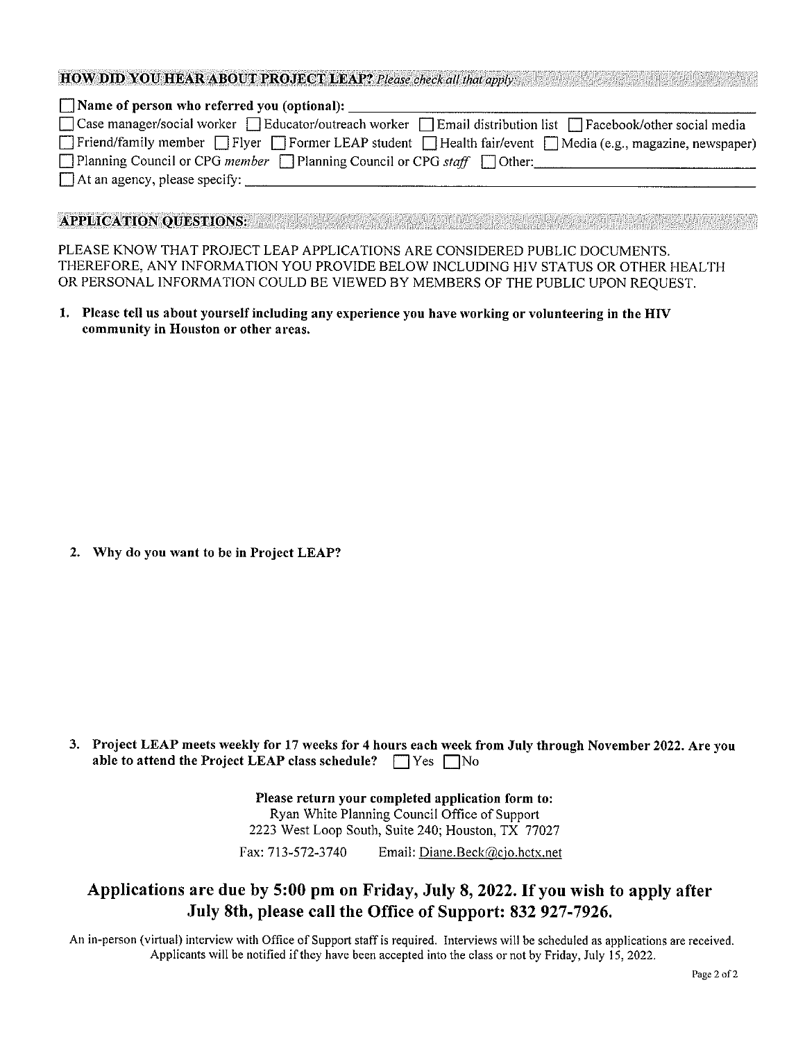## HOW DID YOU HEAR ABOUT PROJECT LEAP? *Please check all that apply:*

☐ **Name of person who referred you (optional):** ____________________

☐ Case manager/social worker ☐ Educator/outreach worker ☐ Email distribution list ☐ Facebook/other social media

☐ Friend/family member ☐ Flyer ☐ Former LEAP student ☐ Health fair/event ☐ Media (e.g., magazine, newspaper)

☐ Planning Council or CPG *member* ☐ Planning Council or CPG *staff* ☐ Other: ____________________

☐ At an agency, please specify: ____________________

## APPLICATION QUESTIONS:

PLEASE KNOW THAT PROJECT LEAP APPLICATIONS ARE CONSIDERED PUBLIC DOCUMENTS. THEREFORE, ANY INFORMATION YOU PROVIDE BELOW INCLUDING HIV STATUS OR OTHER HEALTH OR PERSONAL INFORMATION COULD BE VIEWED BY MEMBERS OF THE PUBLIC UPON REQUEST.

1. **Please tell us about yourself including any experience you have working or volunteering in the HIV community in Houston or other areas.**

2. **Why do you want to be in Project LEAP?**

3. **Project LEAP meets weekly for 17 weeks for 4 hours each week from July through November 2022. Are you able to attend the Project LEAP class schedule?** ☐ Yes ☐ No

**Please return your completed application form to:**
Ryan White Planning Council Office of Support
2223 West Loop South, Suite 240; Houston, TX 77027
Fax: 713-572-3740 Email: Diane.Beck@cjo.hctx.net

## Applications are due by 5:00 pm on Friday, July 8, 2022. If you wish to apply after July 8th, please call the Office of Support: 832 927-7926.

An in-person (virtual) interview with Office of Support staff is required. Interviews will be scheduled as applications are received. Applicants will be notified if they have been accepted into the class or not by Friday, July 15, 2022.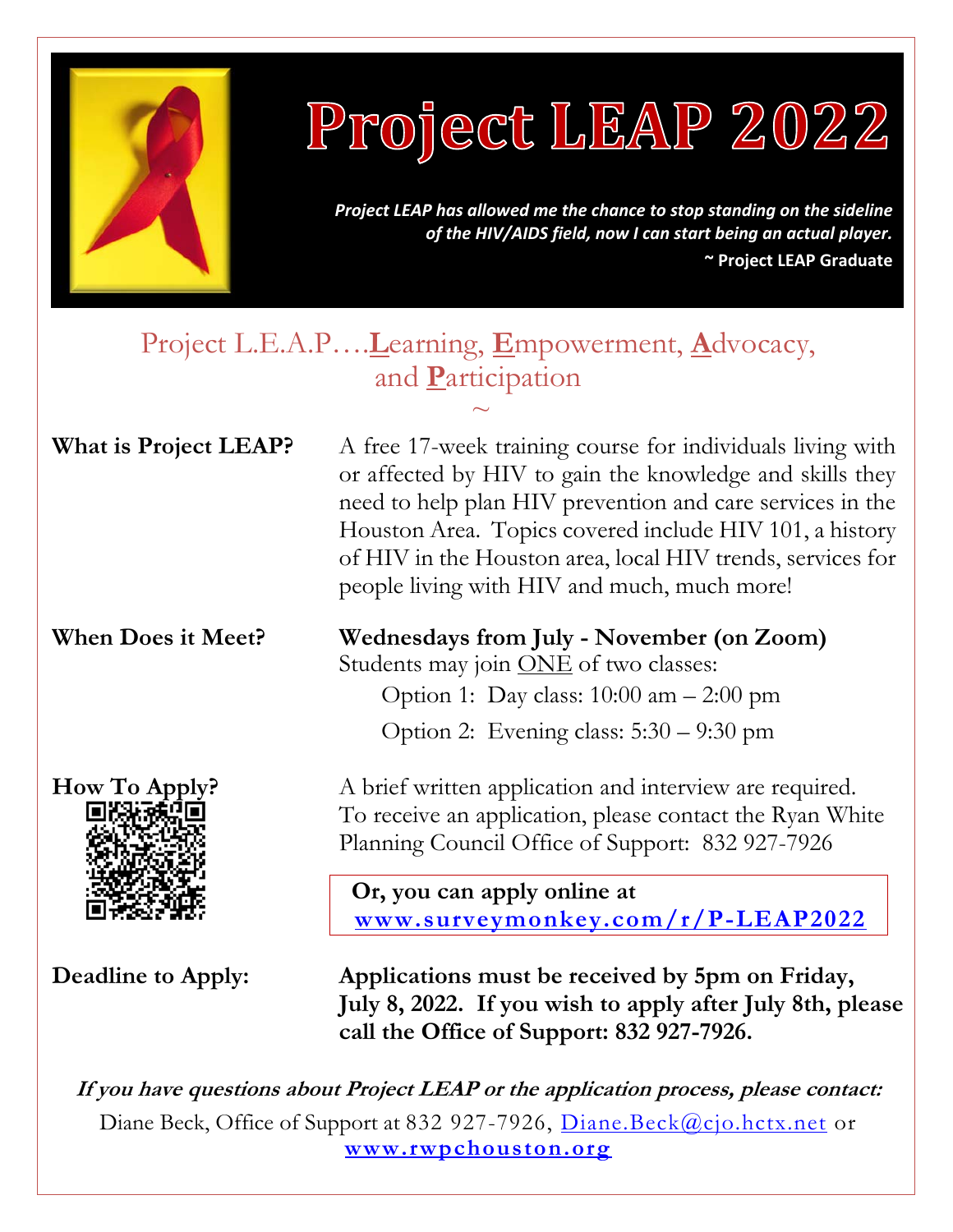# Project LEAP 2022

***Project LEAP has allowed me the chance to stop standing on the sideline of the HIV/AIDS field, now I can start being an actual player.***

**~ Project LEAP Graduate**

## Project L.E.A.P….Learning, Empowerment, Advocacy, and Participation

~

**What is Project LEAP?**

A free 17-week training course for individuals living with or affected by HIV to gain the knowledge and skills they need to help plan HIV prevention and care services in the Houston Area. Topics covered include HIV 101, a history of HIV in the Houston area, local HIV trends, services for people living with HIV and much, much more!

**When Does it Meet?**

**Wednesdays from July - November (on Zoom)**
Students may join ONE of two classes:

- Option 1: Day class: 10:00 am – 2:00 pm
- Option 2: Evening class: 5:30 – 9:30 pm

**How To Apply?**

A brief written application and interview are required. To receive an application, please contact the Ryan White Planning Council Office of Support: 832 927-7926

**Or, you can apply online at**
**www.surveymonkey.com/r/P-LEAP2022**

**Deadline to Apply:**

**Applications must be received by 5pm on Friday, July 8, 2022. If you wish to apply after July 8th, please call the Office of Support: 832 927-7926.**

***If you have questions about Project LEAP or the application process, please contact:***

Diane Beck, Office of Support at 832 927-7926, Diane.Beck@cjo.hctx.net or **www.rwpchouston.org**